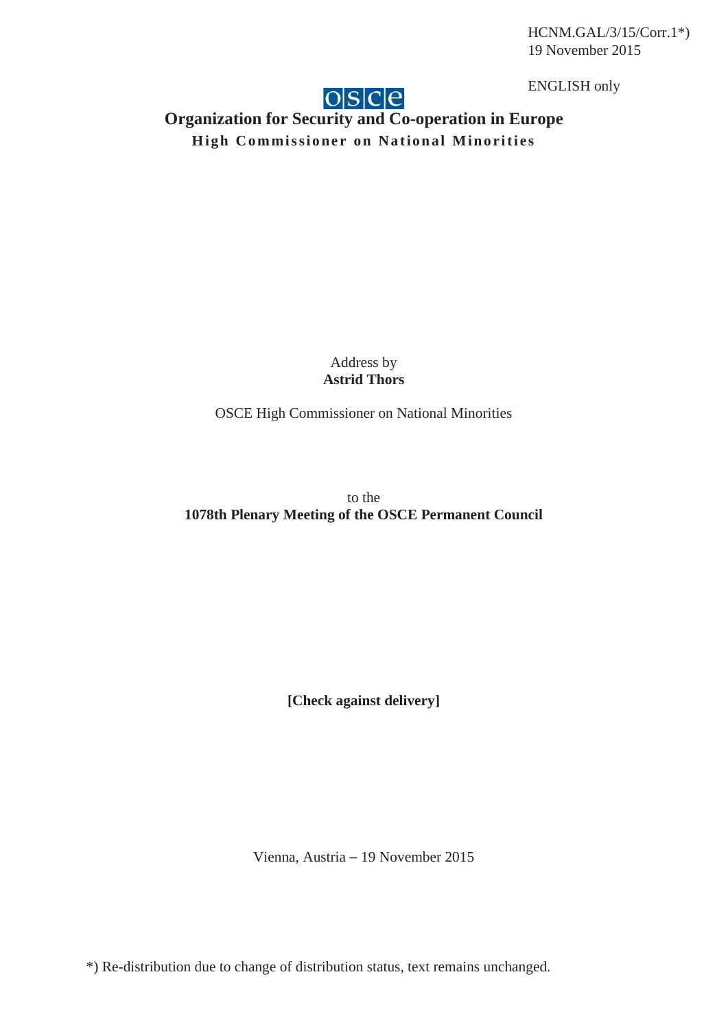HCNM.GAL/3/15/Corr.1*)
19 November 2015

ENGLISH only

OSCE

# Organization for Security and Co-operation in Europe

## High Commissioner on National Minorities

Address by
**Astrid Thors**

OSCE High Commissioner on National Minorities

to the
**1078th Plenary Meeting of the OSCE Permanent Council**

**[Check against delivery]**

Vienna, Austria – 19 November 2015

*) Re-distribution due to change of distribution status, text remains unchanged.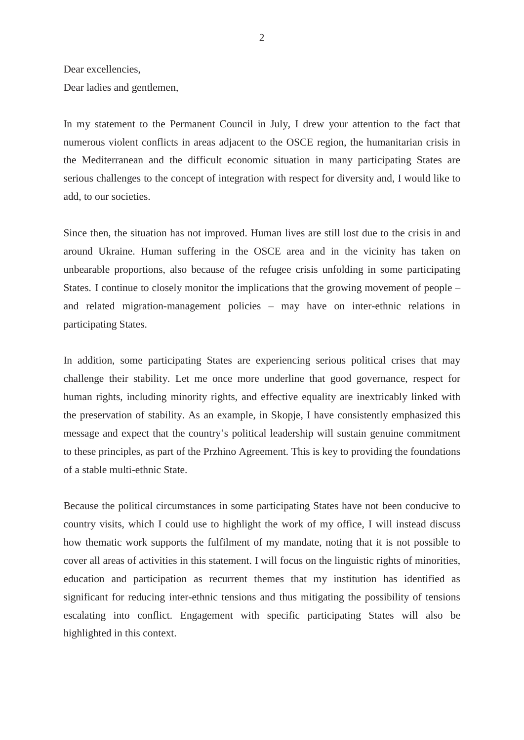Dear excellencies,
Dear ladies and gentlemen,

In my statement to the Permanent Council in July, I drew your attention to the fact that numerous violent conflicts in areas adjacent to the OSCE region, the humanitarian crisis in the Mediterranean and the difficult economic situation in many participating States are serious challenges to the concept of integration with respect for diversity and, I would like to add, to our societies.

Since then, the situation has not improved. Human lives are still lost due to the crisis in and around Ukraine. Human suffering in the OSCE area and in the vicinity has taken on unbearable proportions, also because of the refugee crisis unfolding in some participating States. I continue to closely monitor the implications that the growing movement of people – and related migration-management policies – may have on inter-ethnic relations in participating States.

In addition, some participating States are experiencing serious political crises that may challenge their stability. Let me once more underline that good governance, respect for human rights, including minority rights, and effective equality are inextricably linked with the preservation of stability. As an example, in Skopje, I have consistently emphasized this message and expect that the country's political leadership will sustain genuine commitment to these principles, as part of the Przhino Agreement. This is key to providing the foundations of a stable multi-ethnic State.

Because the political circumstances in some participating States have not been conducive to country visits, which I could use to highlight the work of my office, I will instead discuss how thematic work supports the fulfilment of my mandate, noting that it is not possible to cover all areas of activities in this statement. I will focus on the linguistic rights of minorities, education and participation as recurrent themes that my institution has identified as significant for reducing inter-ethnic tensions and thus mitigating the possibility of tensions escalating into conflict. Engagement with specific participating States will also be highlighted in this context.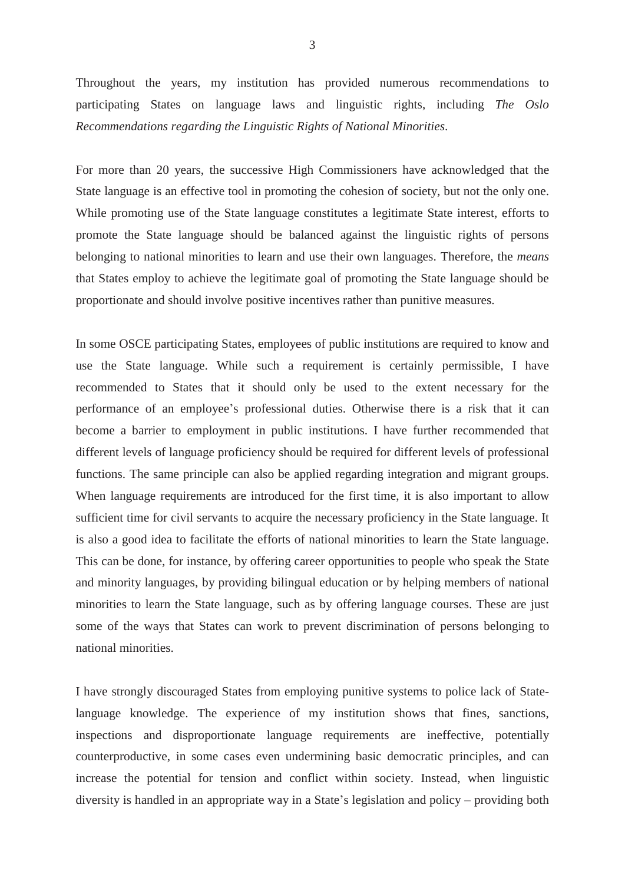Throughout the years, my institution has provided numerous recommendations to participating States on language laws and linguistic rights, including *The Oslo Recommendations regarding the Linguistic Rights of National Minorities*.

For more than 20 years, the successive High Commissioners have acknowledged that the State language is an effective tool in promoting the cohesion of society, but not the only one. While promoting use of the State language constitutes a legitimate State interest, efforts to promote the State language should be balanced against the linguistic rights of persons belonging to national minorities to learn and use their own languages. Therefore, the *means* that States employ to achieve the legitimate goal of promoting the State language should be proportionate and should involve positive incentives rather than punitive measures.

In some OSCE participating States, employees of public institutions are required to know and use the State language. While such a requirement is certainly permissible, I have recommended to States that it should only be used to the extent necessary for the performance of an employee's professional duties. Otherwise there is a risk that it can become a barrier to employment in public institutions. I have further recommended that different levels of language proficiency should be required for different levels of professional functions. The same principle can also be applied regarding integration and migrant groups. When language requirements are introduced for the first time, it is also important to allow sufficient time for civil servants to acquire the necessary proficiency in the State language. It is also a good idea to facilitate the efforts of national minorities to learn the State language. This can be done, for instance, by offering career opportunities to people who speak the State and minority languages, by providing bilingual education or by helping members of national minorities to learn the State language, such as by offering language courses. These are just some of the ways that States can work to prevent discrimination of persons belonging to national minorities.

I have strongly discouraged States from employing punitive systems to police lack of State-language knowledge. The experience of my institution shows that fines, sanctions, inspections and disproportionate language requirements are ineffective, potentially counterproductive, in some cases even undermining basic democratic principles, and can increase the potential for tension and conflict within society. Instead, when linguistic diversity is handled in an appropriate way in a State's legislation and policy – providing both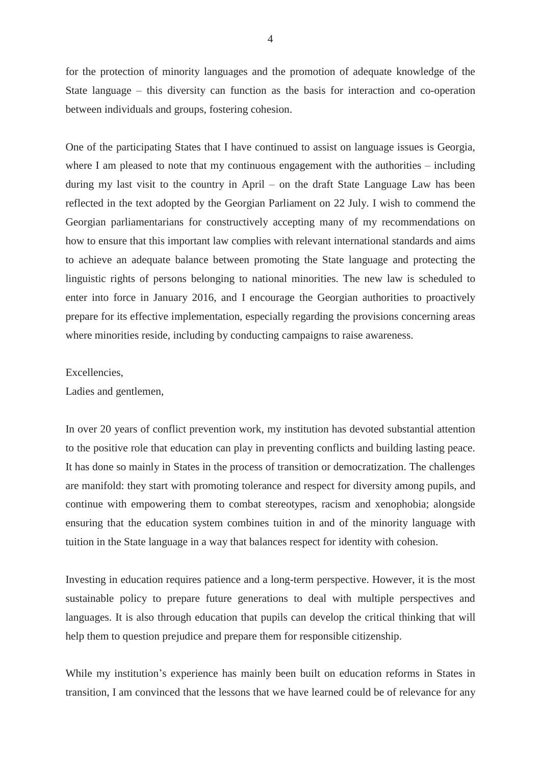for the protection of minority languages and the promotion of adequate knowledge of the State language – this diversity can function as the basis for interaction and co-operation between individuals and groups, fostering cohesion.

One of the participating States that I have continued to assist on language issues is Georgia, where I am pleased to note that my continuous engagement with the authorities – including during my last visit to the country in April – on the draft State Language Law has been reflected in the text adopted by the Georgian Parliament on 22 July. I wish to commend the Georgian parliamentarians for constructively accepting many of my recommendations on how to ensure that this important law complies with relevant international standards and aims to achieve an adequate balance between promoting the State language and protecting the linguistic rights of persons belonging to national minorities. The new law is scheduled to enter into force in January 2016, and I encourage the Georgian authorities to proactively prepare for its effective implementation, especially regarding the provisions concerning areas where minorities reside, including by conducting campaigns to raise awareness.

Excellencies,
Ladies and gentlemen,

In over 20 years of conflict prevention work, my institution has devoted substantial attention to the positive role that education can play in preventing conflicts and building lasting peace. It has done so mainly in States in the process of transition or democratization. The challenges are manifold: they start with promoting tolerance and respect for diversity among pupils, and continue with empowering them to combat stereotypes, racism and xenophobia; alongside ensuring that the education system combines tuition in and of the minority language with tuition in the State language in a way that balances respect for identity with cohesion.

Investing in education requires patience and a long-term perspective. However, it is the most sustainable policy to prepare future generations to deal with multiple perspectives and languages. It is also through education that pupils can develop the critical thinking that will help them to question prejudice and prepare them for responsible citizenship.

While my institution's experience has mainly been built on education reforms in States in transition, I am convinced that the lessons that we have learned could be of relevance for any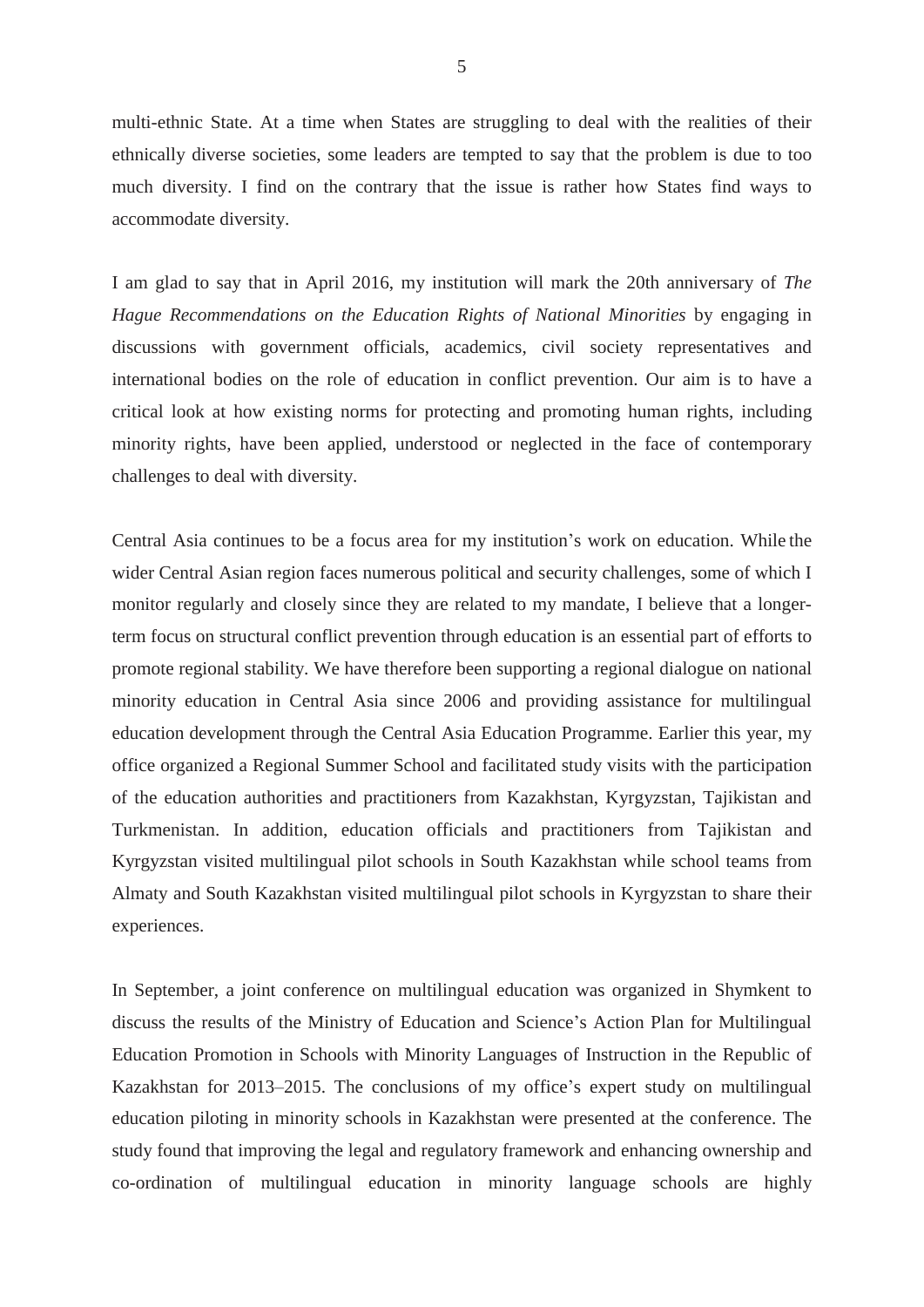multi-ethnic State. At a time when States are struggling to deal with the realities of their ethnically diverse societies, some leaders are tempted to say that the problem is due to too much diversity. I find on the contrary that the issue is rather how States find ways to accommodate diversity.

I am glad to say that in April 2016, my institution will mark the 20th anniversary of *The Hague Recommendations on the Education Rights of National Minorities* by engaging in discussions with government officials, academics, civil society representatives and international bodies on the role of education in conflict prevention. Our aim is to have a critical look at how existing norms for protecting and promoting human rights, including minority rights, have been applied, understood or neglected in the face of contemporary challenges to deal with diversity.

Central Asia continues to be a focus area for my institution's work on education. While the wider Central Asian region faces numerous political and security challenges, some of which I monitor regularly and closely since they are related to my mandate, I believe that a longer-term focus on structural conflict prevention through education is an essential part of efforts to promote regional stability. We have therefore been supporting a regional dialogue on national minority education in Central Asia since 2006 and providing assistance for multilingual education development through the Central Asia Education Programme. Earlier this year, my office organized a Regional Summer School and facilitated study visits with the participation of the education authorities and practitioners from Kazakhstan, Kyrgyzstan, Tajikistan and Turkmenistan. In addition, education officials and practitioners from Tajikistan and Kyrgyzstan visited multilingual pilot schools in South Kazakhstan while school teams from Almaty and South Kazakhstan visited multilingual pilot schools in Kyrgyzstan to share their experiences.

In September, a joint conference on multilingual education was organized in Shymkent to discuss the results of the Ministry of Education and Science's Action Plan for Multilingual Education Promotion in Schools with Minority Languages of Instruction in the Republic of Kazakhstan for 2013–2015. The conclusions of my office's expert study on multilingual education piloting in minority schools in Kazakhstan were presented at the conference. The study found that improving the legal and regulatory framework and enhancing ownership and co-ordination of multilingual education in minority language schools are highly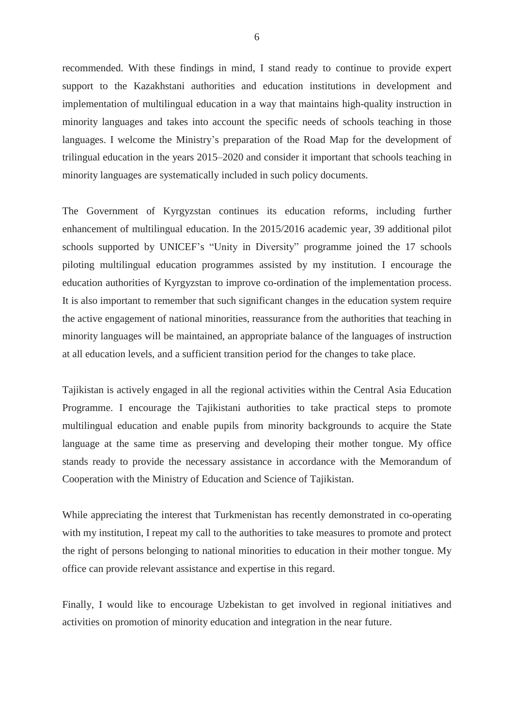recommended. With these findings in mind, I stand ready to continue to provide expert support to the Kazakhstani authorities and education institutions in development and implementation of multilingual education in a way that maintains high-quality instruction in minority languages and takes into account the specific needs of schools teaching in those languages. I welcome the Ministry's preparation of the Road Map for the development of trilingual education in the years 2015–2020 and consider it important that schools teaching in minority languages are systematically included in such policy documents.

The Government of Kyrgyzstan continues its education reforms, including further enhancement of multilingual education. In the 2015/2016 academic year, 39 additional pilot schools supported by UNICEF's "Unity in Diversity" programme joined the 17 schools piloting multilingual education programmes assisted by my institution. I encourage the education authorities of Kyrgyzstan to improve co-ordination of the implementation process. It is also important to remember that such significant changes in the education system require the active engagement of national minorities, reassurance from the authorities that teaching in minority languages will be maintained, an appropriate balance of the languages of instruction at all education levels, and a sufficient transition period for the changes to take place.

Tajikistan is actively engaged in all the regional activities within the Central Asia Education Programme. I encourage the Tajikistani authorities to take practical steps to promote multilingual education and enable pupils from minority backgrounds to acquire the State language at the same time as preserving and developing their mother tongue. My office stands ready to provide the necessary assistance in accordance with the Memorandum of Cooperation with the Ministry of Education and Science of Tajikistan.

While appreciating the interest that Turkmenistan has recently demonstrated in co-operating with my institution, I repeat my call to the authorities to take measures to promote and protect the right of persons belonging to national minorities to education in their mother tongue. My office can provide relevant assistance and expertise in this regard.

Finally, I would like to encourage Uzbekistan to get involved in regional initiatives and activities on promotion of minority education and integration in the near future.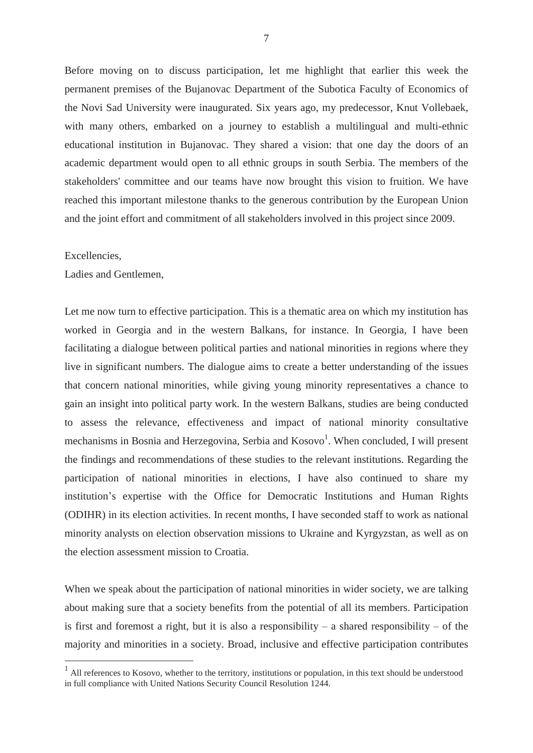Before moving on to discuss participation, let me highlight that earlier this week the permanent premises of the Bujanovac Department of the Subotica Faculty of Economics of the Novi Sad University were inaugurated. Six years ago, my predecessor, Knut Vollebaek, with many others, embarked on a journey to establish a multilingual and multi-ethnic educational institution in Bujanovac. They shared a vision: that one day the doors of an academic department would open to all ethnic groups in south Serbia. The members of the stakeholders' committee and our teams have now brought this vision to fruition. We have reached this important milestone thanks to the generous contribution by the European Union and the joint effort and commitment of all stakeholders involved in this project since 2009.

Excellencies,
Ladies and Gentlemen,

Let me now turn to effective participation. This is a thematic area on which my institution has worked in Georgia and in the western Balkans, for instance. In Georgia, I have been facilitating a dialogue between political parties and national minorities in regions where they live in significant numbers. The dialogue aims to create a better understanding of the issues that concern national minorities, while giving young minority representatives a chance to gain an insight into political party work. In the western Balkans, studies are being conducted to assess the relevance, effectiveness and impact of national minority consultative mechanisms in Bosnia and Herzegovina, Serbia and Kosovo[1]. When concluded, I will present the findings and recommendations of these studies to the relevant institutions. Regarding the participation of national minorities in elections, I have also continued to share my institution's expertise with the Office for Democratic Institutions and Human Rights (ODIHR) in its election activities. In recent months, I have seconded staff to work as national minority analysts on election observation missions to Ukraine and Kyrgyzstan, as well as on the election assessment mission to Croatia.

When we speak about the participation of national minorities in wider society, we are talking about making sure that a society benefits from the potential of all its members. Participation is first and foremost a right, but it is also a responsibility – a shared responsibility – of the majority and minorities in a society. Broad, inclusive and effective participation contributes

[1] All references to Kosovo, whether to the territory, institutions or population, in this text should be understood in full compliance with United Nations Security Council Resolution 1244.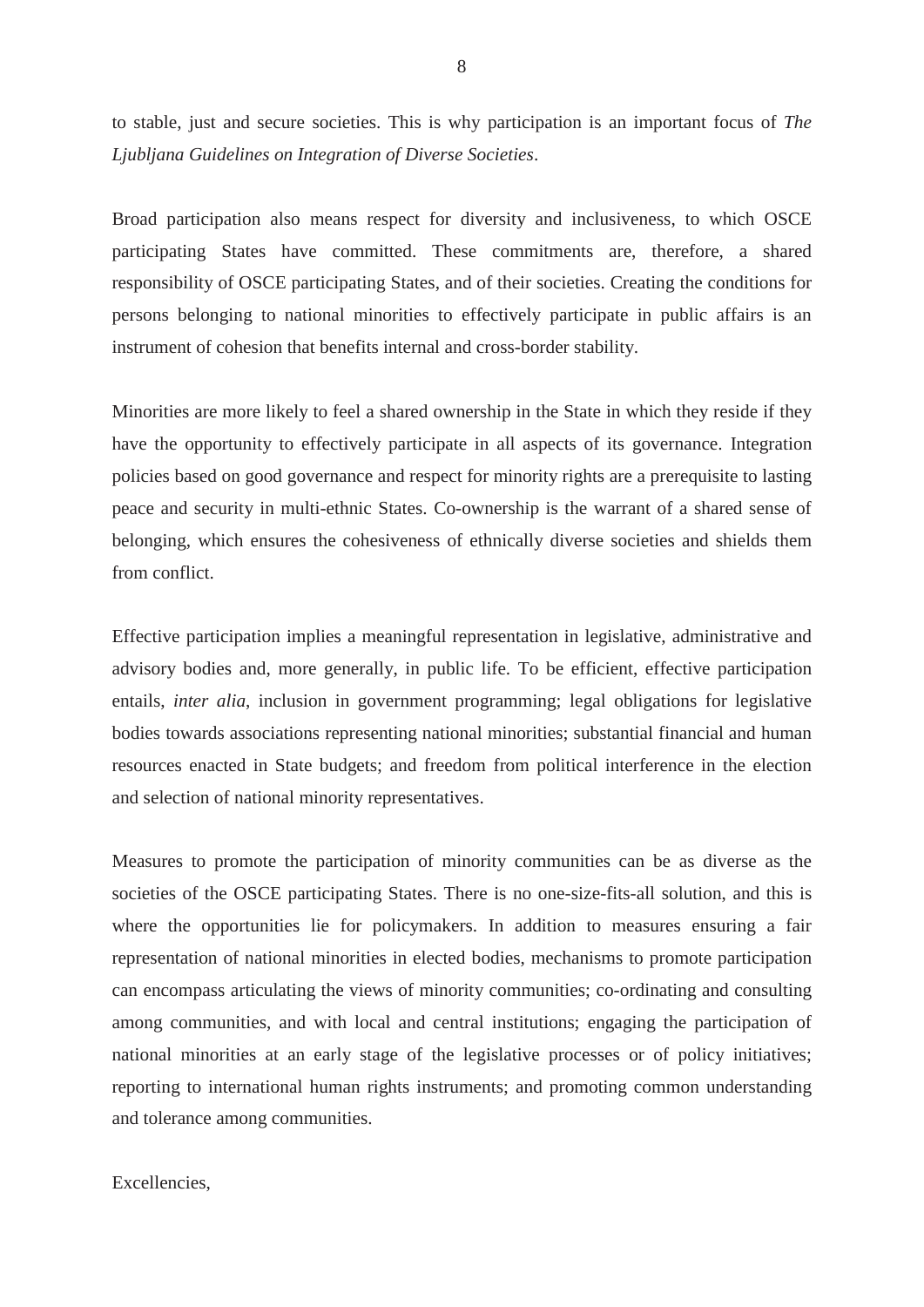to stable, just and secure societies. This is why participation is an important focus of *The Ljubljana Guidelines on Integration of Diverse Societies*.

Broad participation also means respect for diversity and inclusiveness, to which OSCE participating States have committed. These commitments are, therefore, a shared responsibility of OSCE participating States, and of their societies. Creating the conditions for persons belonging to national minorities to effectively participate in public affairs is an instrument of cohesion that benefits internal and cross-border stability.

Minorities are more likely to feel a shared ownership in the State in which they reside if they have the opportunity to effectively participate in all aspects of its governance. Integration policies based on good governance and respect for minority rights are a prerequisite to lasting peace and security in multi-ethnic States. Co-ownership is the warrant of a shared sense of belonging, which ensures the cohesiveness of ethnically diverse societies and shields them from conflict.

Effective participation implies a meaningful representation in legislative, administrative and advisory bodies and, more generally, in public life. To be efficient, effective participation entails, *inter alia*, inclusion in government programming; legal obligations for legislative bodies towards associations representing national minorities; substantial financial and human resources enacted in State budgets; and freedom from political interference in the election and selection of national minority representatives.

Measures to promote the participation of minority communities can be as diverse as the societies of the OSCE participating States. There is no one-size-fits-all solution, and this is where the opportunities lie for policymakers. In addition to measures ensuring a fair representation of national minorities in elected bodies, mechanisms to promote participation can encompass articulating the views of minority communities; co-ordinating and consulting among communities, and with local and central institutions; engaging the participation of national minorities at an early stage of the legislative processes or of policy initiatives; reporting to international human rights instruments; and promoting common understanding and tolerance among communities.

Excellencies,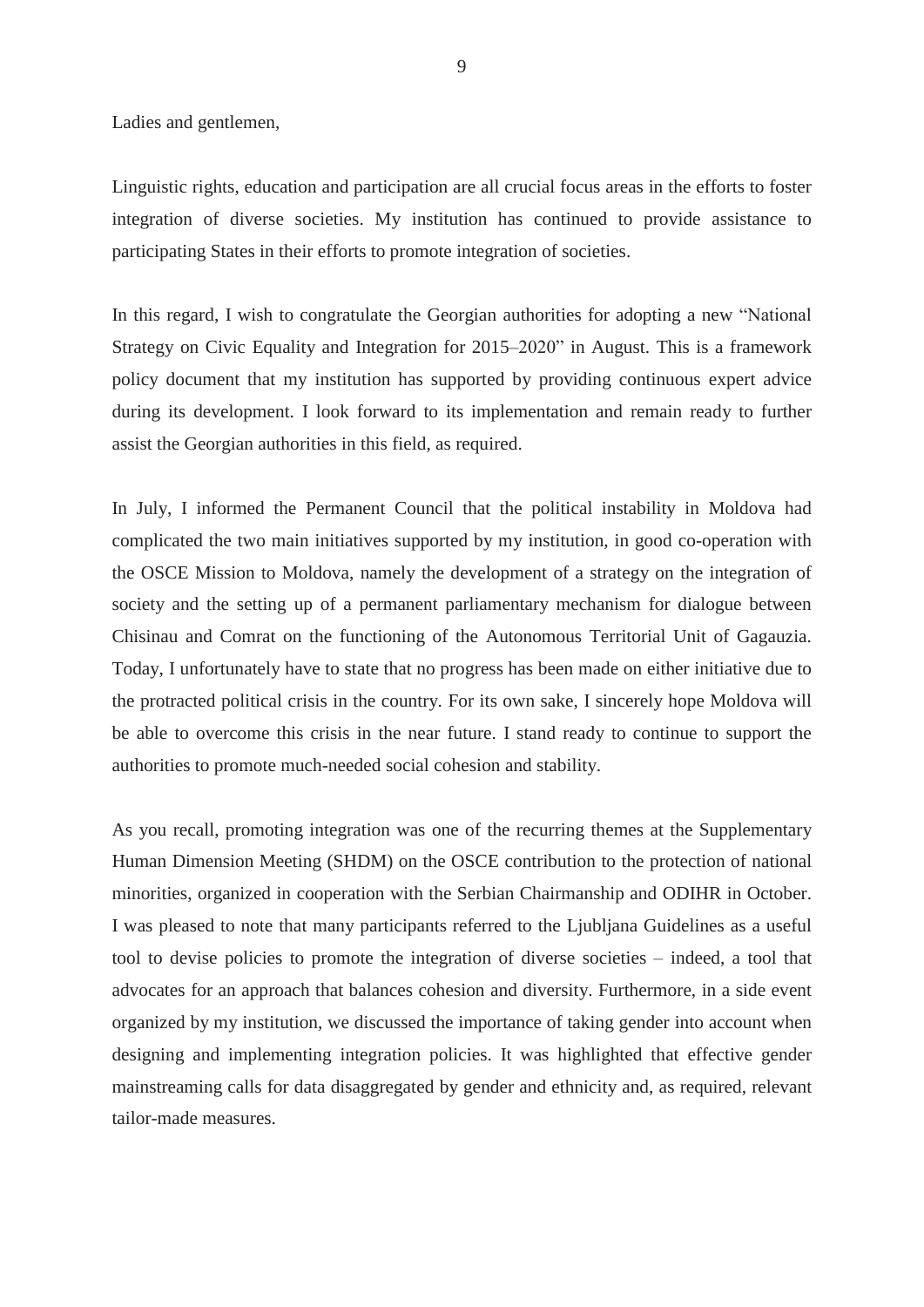Ladies and gentlemen,

Linguistic rights, education and participation are all crucial focus areas in the efforts to foster integration of diverse societies. My institution has continued to provide assistance to participating States in their efforts to promote integration of societies.

In this regard, I wish to congratulate the Georgian authorities for adopting a new "National Strategy on Civic Equality and Integration for 2015–2020" in August. This is a framework policy document that my institution has supported by providing continuous expert advice during its development. I look forward to its implementation and remain ready to further assist the Georgian authorities in this field, as required.

In July, I informed the Permanent Council that the political instability in Moldova had complicated the two main initiatives supported by my institution, in good co-operation with the OSCE Mission to Moldova, namely the development of a strategy on the integration of society and the setting up of a permanent parliamentary mechanism for dialogue between Chisinau and Comrat on the functioning of the Autonomous Territorial Unit of Gagauzia. Today, I unfortunately have to state that no progress has been made on either initiative due to the protracted political crisis in the country. For its own sake, I sincerely hope Moldova will be able to overcome this crisis in the near future. I stand ready to continue to support the authorities to promote much-needed social cohesion and stability.

As you recall, promoting integration was one of the recurring themes at the Supplementary Human Dimension Meeting (SHDM) on the OSCE contribution to the protection of national minorities, organized in cooperation with the Serbian Chairmanship and ODIHR in October. I was pleased to note that many participants referred to the Ljubljana Guidelines as a useful tool to devise policies to promote the integration of diverse societies – indeed, a tool that advocates for an approach that balances cohesion and diversity. Furthermore, in a side event organized by my institution, we discussed the importance of taking gender into account when designing and implementing integration policies. It was highlighted that effective gender mainstreaming calls for data disaggregated by gender and ethnicity and, as required, relevant tailor-made measures.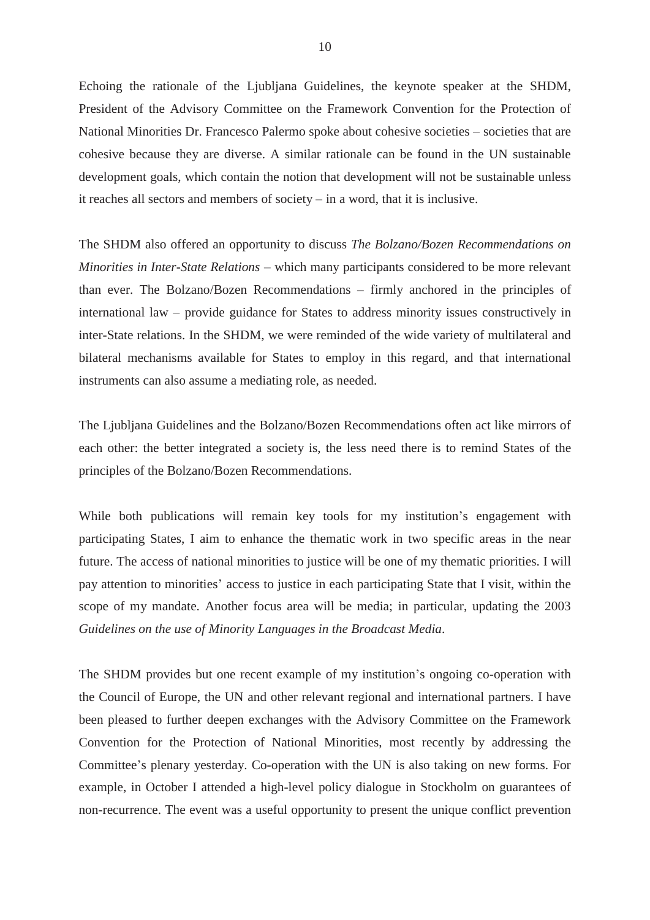Echoing the rationale of the Ljubljana Guidelines, the keynote speaker at the SHDM, President of the Advisory Committee on the Framework Convention for the Protection of National Minorities Dr. Francesco Palermo spoke about cohesive societies – societies that are cohesive because they are diverse. A similar rationale can be found in the UN sustainable development goals, which contain the notion that development will not be sustainable unless it reaches all sectors and members of society – in a word, that it is inclusive.

The SHDM also offered an opportunity to discuss *The Bolzano/Bozen Recommendations on Minorities in Inter-State Relations* – which many participants considered to be more relevant than ever. The Bolzano/Bozen Recommendations – firmly anchored in the principles of international law – provide guidance for States to address minority issues constructively in inter-State relations. In the SHDM, we were reminded of the wide variety of multilateral and bilateral mechanisms available for States to employ in this regard, and that international instruments can also assume a mediating role, as needed.

The Ljubljana Guidelines and the Bolzano/Bozen Recommendations often act like mirrors of each other: the better integrated a society is, the less need there is to remind States of the principles of the Bolzano/Bozen Recommendations.

While both publications will remain key tools for my institution's engagement with participating States, I aim to enhance the thematic work in two specific areas in the near future. The access of national minorities to justice will be one of my thematic priorities. I will pay attention to minorities' access to justice in each participating State that I visit, within the scope of my mandate. Another focus area will be media; in particular, updating the 2003 *Guidelines on the use of Minority Languages in the Broadcast Media*.

The SHDM provides but one recent example of my institution's ongoing co-operation with the Council of Europe, the UN and other relevant regional and international partners. I have been pleased to further deepen exchanges with the Advisory Committee on the Framework Convention for the Protection of National Minorities, most recently by addressing the Committee's plenary yesterday. Co-operation with the UN is also taking on new forms. For example, in October I attended a high-level policy dialogue in Stockholm on guarantees of non-recurrence. The event was a useful opportunity to present the unique conflict prevention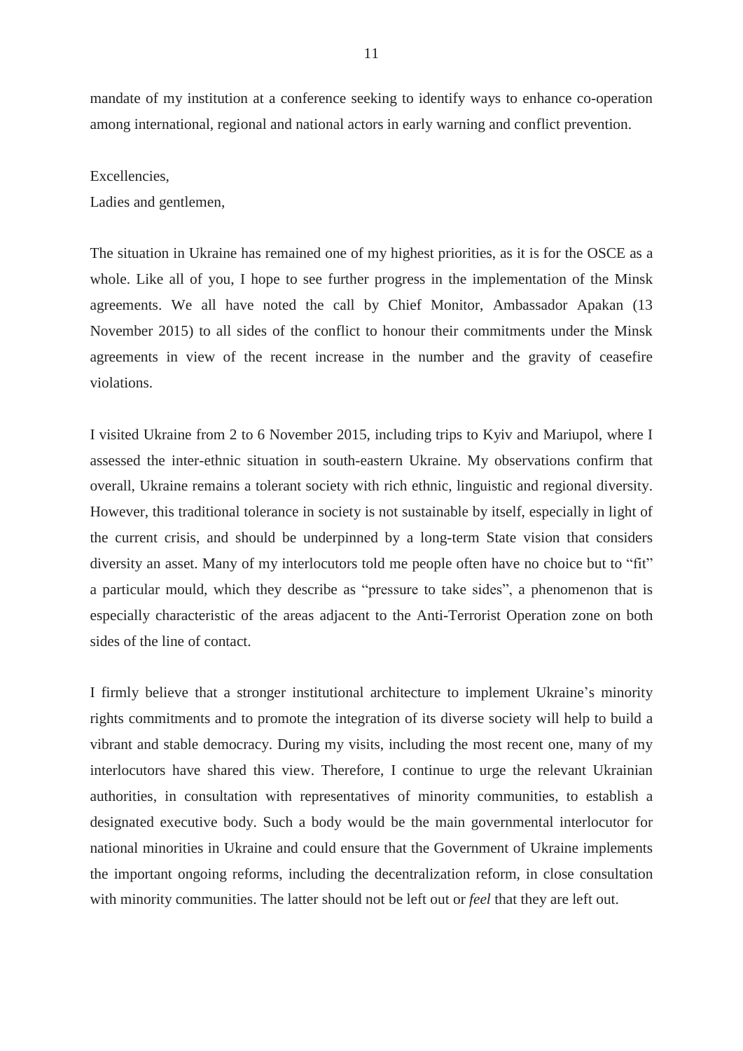mandate of my institution at a conference seeking to identify ways to enhance co-operation among international, regional and national actors in early warning and conflict prevention.

Excellencies,
Ladies and gentlemen,

The situation in Ukraine has remained one of my highest priorities, as it is for the OSCE as a whole. Like all of you, I hope to see further progress in the implementation of the Minsk agreements. We all have noted the call by Chief Monitor, Ambassador Apakan (13 November 2015) to all sides of the conflict to honour their commitments under the Minsk agreements in view of the recent increase in the number and the gravity of ceasefire violations.

I visited Ukraine from 2 to 6 November 2015, including trips to Kyiv and Mariupol, where I assessed the inter-ethnic situation in south-eastern Ukraine. My observations confirm that overall, Ukraine remains a tolerant society with rich ethnic, linguistic and regional diversity. However, this traditional tolerance in society is not sustainable by itself, especially in light of the current crisis, and should be underpinned by a long-term State vision that considers diversity an asset. Many of my interlocutors told me people often have no choice but to "fit" a particular mould, which they describe as "pressure to take sides", a phenomenon that is especially characteristic of the areas adjacent to the Anti-Terrorist Operation zone on both sides of the line of contact.

I firmly believe that a stronger institutional architecture to implement Ukraine's minority rights commitments and to promote the integration of its diverse society will help to build a vibrant and stable democracy. During my visits, including the most recent one, many of my interlocutors have shared this view. Therefore, I continue to urge the relevant Ukrainian authorities, in consultation with representatives of minority communities, to establish a designated executive body. Such a body would be the main governmental interlocutor for national minorities in Ukraine and could ensure that the Government of Ukraine implements the important ongoing reforms, including the decentralization reform, in close consultation with minority communities. The latter should not be left out or *feel* that they are left out.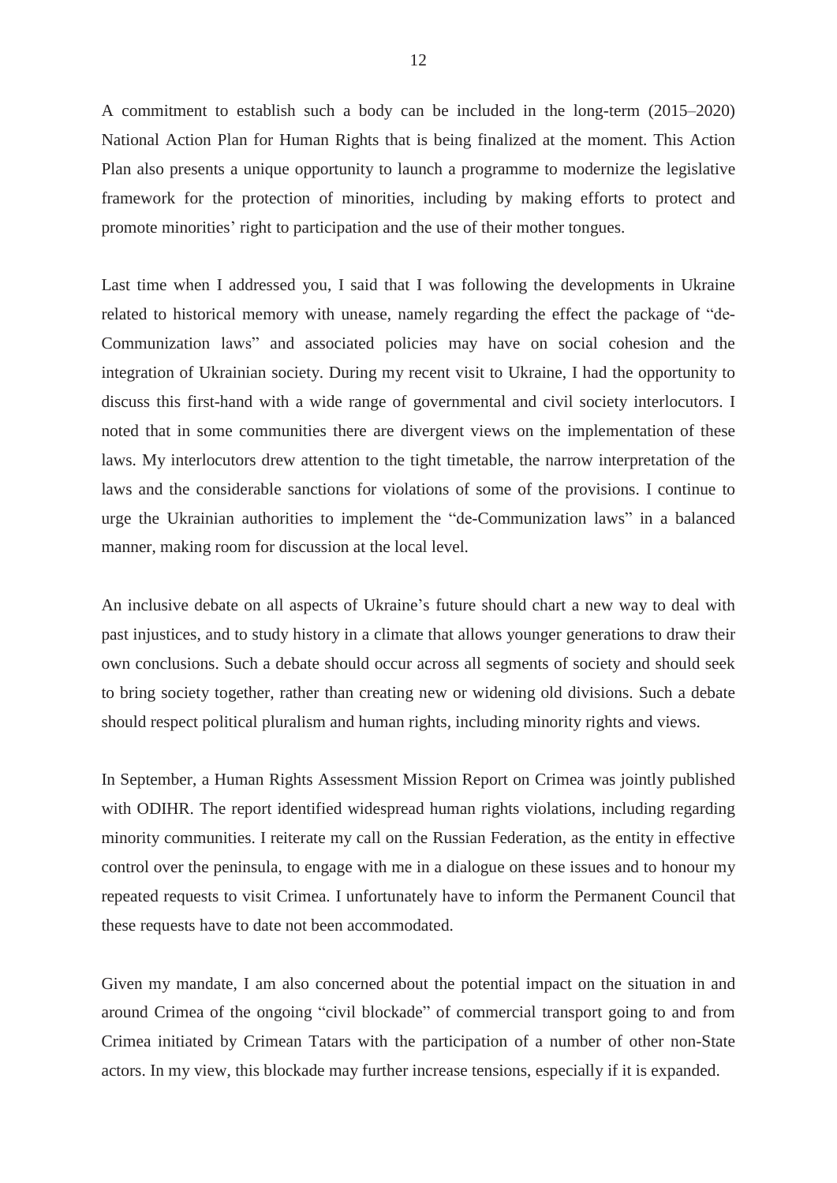A commitment to establish such a body can be included in the long-term (2015–2020) National Action Plan for Human Rights that is being finalized at the moment. This Action Plan also presents a unique opportunity to launch a programme to modernize the legislative framework for the protection of minorities, including by making efforts to protect and promote minorities' right to participation and the use of their mother tongues.

Last time when I addressed you, I said that I was following the developments in Ukraine related to historical memory with unease, namely regarding the effect the package of "de-Communization laws" and associated policies may have on social cohesion and the integration of Ukrainian society. During my recent visit to Ukraine, I had the opportunity to discuss this first-hand with a wide range of governmental and civil society interlocutors. I noted that in some communities there are divergent views on the implementation of these laws. My interlocutors drew attention to the tight timetable, the narrow interpretation of the laws and the considerable sanctions for violations of some of the provisions. I continue to urge the Ukrainian authorities to implement the "de-Communization laws" in a balanced manner, making room for discussion at the local level.

An inclusive debate on all aspects of Ukraine's future should chart a new way to deal with past injustices, and to study history in a climate that allows younger generations to draw their own conclusions. Such a debate should occur across all segments of society and should seek to bring society together, rather than creating new or widening old divisions. Such a debate should respect political pluralism and human rights, including minority rights and views.

In September, a Human Rights Assessment Mission Report on Crimea was jointly published with ODIHR. The report identified widespread human rights violations, including regarding minority communities. I reiterate my call on the Russian Federation, as the entity in effective control over the peninsula, to engage with me in a dialogue on these issues and to honour my repeated requests to visit Crimea. I unfortunately have to inform the Permanent Council that these requests have to date not been accommodated.

Given my mandate, I am also concerned about the potential impact on the situation in and around Crimea of the ongoing "civil blockade" of commercial transport going to and from Crimea initiated by Crimean Tatars with the participation of a number of other non-State actors. In my view, this blockade may further increase tensions, especially if it is expanded.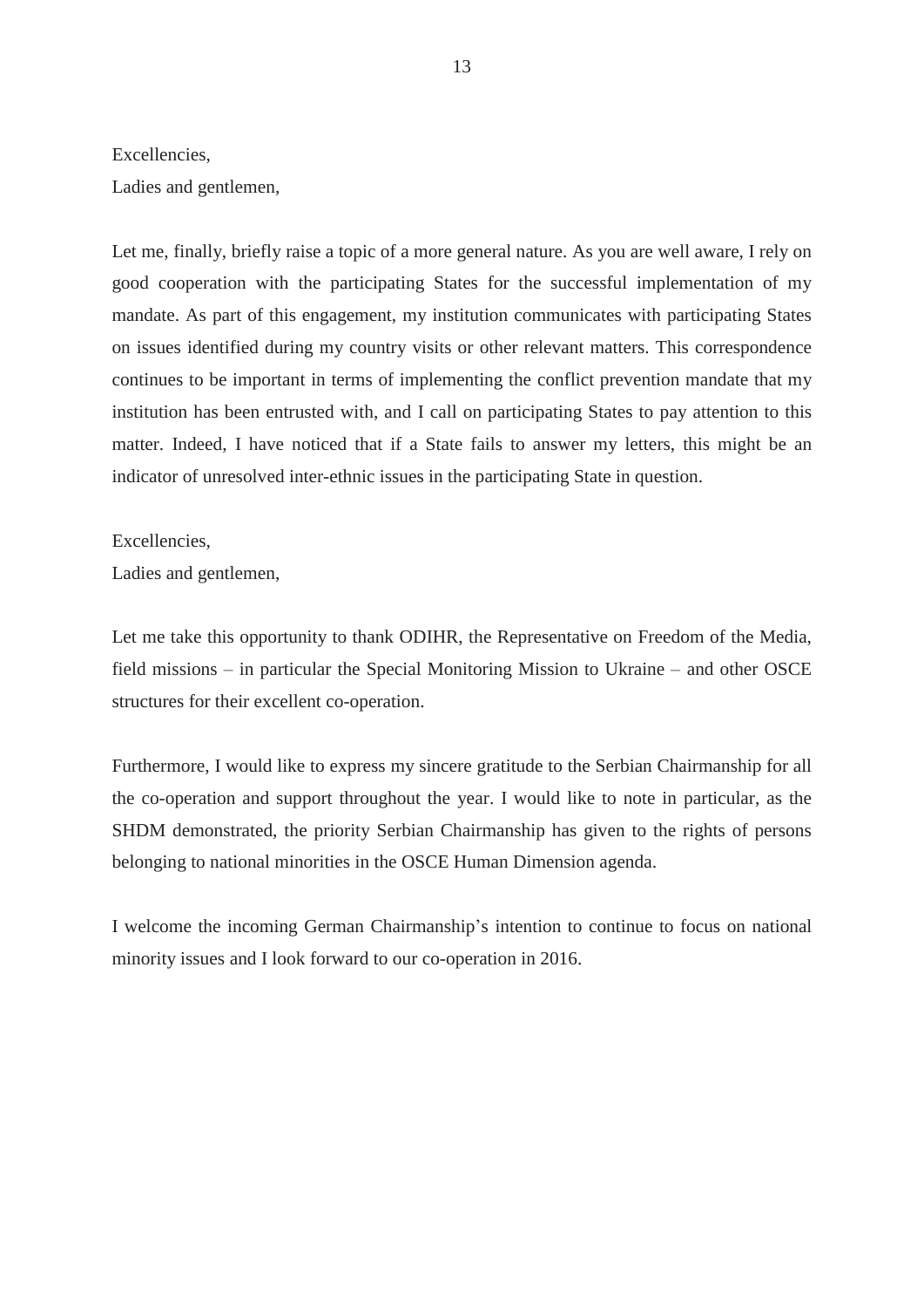Excellencies,
Ladies and gentlemen,

Let me, finally, briefly raise a topic of a more general nature. As you are well aware, I rely on good cooperation with the participating States for the successful implementation of my mandate. As part of this engagement, my institution communicates with participating States on issues identified during my country visits or other relevant matters. This correspondence continues to be important in terms of implementing the conflict prevention mandate that my institution has been entrusted with, and I call on participating States to pay attention to this matter. Indeed, I have noticed that if a State fails to answer my letters, this might be an indicator of unresolved inter-ethnic issues in the participating State in question.

Excellencies,
Ladies and gentlemen,

Let me take this opportunity to thank ODIHR, the Representative on Freedom of the Media, field missions – in particular the Special Monitoring Mission to Ukraine – and other OSCE structures for their excellent co-operation.

Furthermore, I would like to express my sincere gratitude to the Serbian Chairmanship for all the co-operation and support throughout the year. I would like to note in particular, as the SHDM demonstrated, the priority Serbian Chairmanship has given to the rights of persons belonging to national minorities in the OSCE Human Dimension agenda.

I welcome the incoming German Chairmanship's intention to continue to focus on national minority issues and I look forward to our co-operation in 2016.